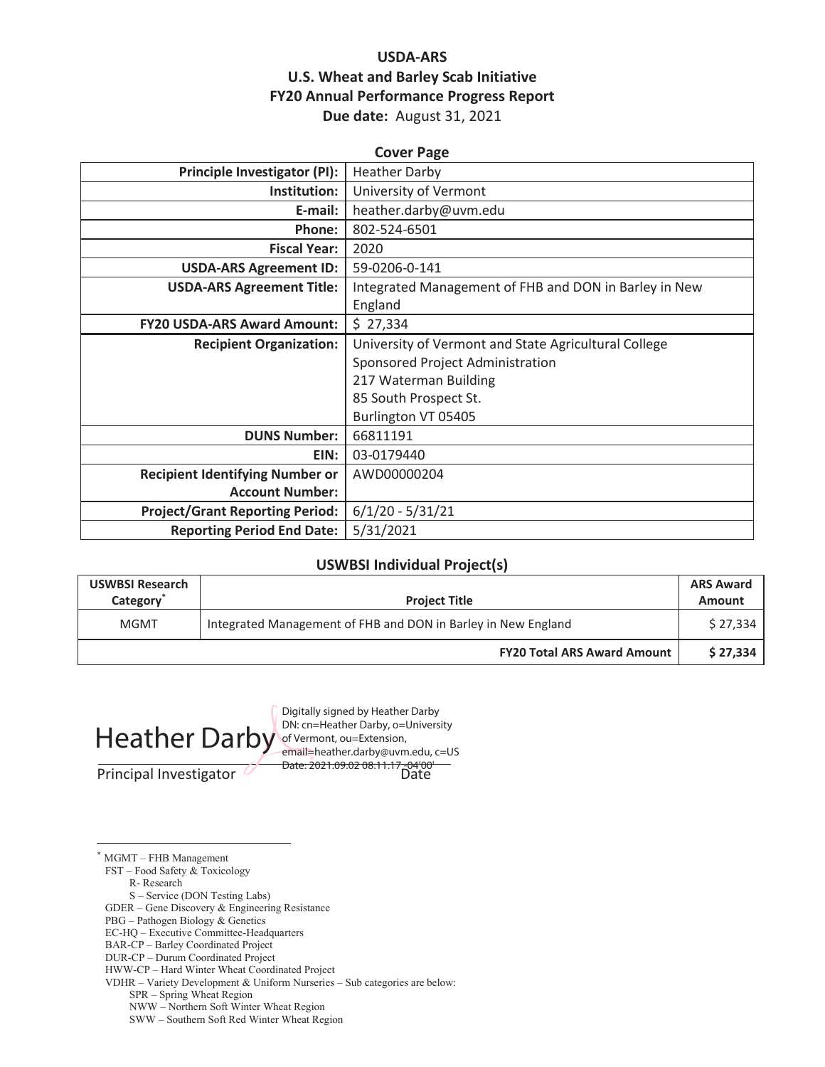# USDA-ARS
# U.S. Wheat and Barley Scab Initiative
# FY20 Annual Performance Progress Report

**Due date:** August 31, 2021

## Cover Page

| | |
|---|---|
| **Principle Investigator (PI):** | Heather Darby |
| **Institution:** | University of Vermont |
| **E-mail:** | heather.darby@uvm.edu |
| **Phone:** | 802-524-6501 |
| **Fiscal Year:** | 2020 |
| **USDA-ARS Agreement ID:** | 59-0206-0-141 |
| **USDA-ARS Agreement Title:** | Integrated Management of FHB and DON in Barley in New England |
| **FY20 USDA-ARS Award Amount:** | $ 27,334 |
| **Recipient Organization:** | University of Vermont and State Agricultural College<br>Sponsored Project Administration<br>217 Waterman Building<br>85 South Prospect St.<br>Burlington VT 05405 |
| **DUNS Number:** | 66811191 |
| **EIN:** | 03-0179440 |
| **Recipient Identifying Number or Account Number:** | AWD00000204 |
| **Project/Grant Reporting Period:** | 6/1/20 - 5/31/21 |
| **Reporting Period End Date:** | 5/31/2021 |

## USWBSI Individual Project(s)

| USWBSI Research Category* | Project Title | ARS Award Amount |
|---|---|---|
| MGMT | Integrated Management of FHB and DON in Barley in New England | $ 27,334 |
| | **FY20 Total ARS Award Amount** | **$ 27,334** |

Heather Darby

Digitally signed by Heather Darby
DN: cn=Heather Darby, o=University of Vermont, ou=Extension, email=heather.darby@uvm.edu, c=US
Date: 2021.09.02 08:11:17 -04'00'

Principal Investigator Date

---

* MGMT – FHB Management
FST – Food Safety & Toxicology
R- Research
S – Service (DON Testing Labs)
GDER – Gene Discovery & Engineering Resistance
PBG – Pathogen Biology & Genetics
EC-HQ – Executive Committee-Headquarters
BAR-CP – Barley Coordinated Project
DUR-CP – Durum Coordinated Project
HWW-CP – Hard Winter Wheat Coordinated Project
VDHR – Variety Development & Uniform Nurseries – Sub categories are below:
SPR – Spring Wheat Region
NWW – Northern Soft Winter Wheat Region
SWW – Southern Soft Red Winter Wheat Region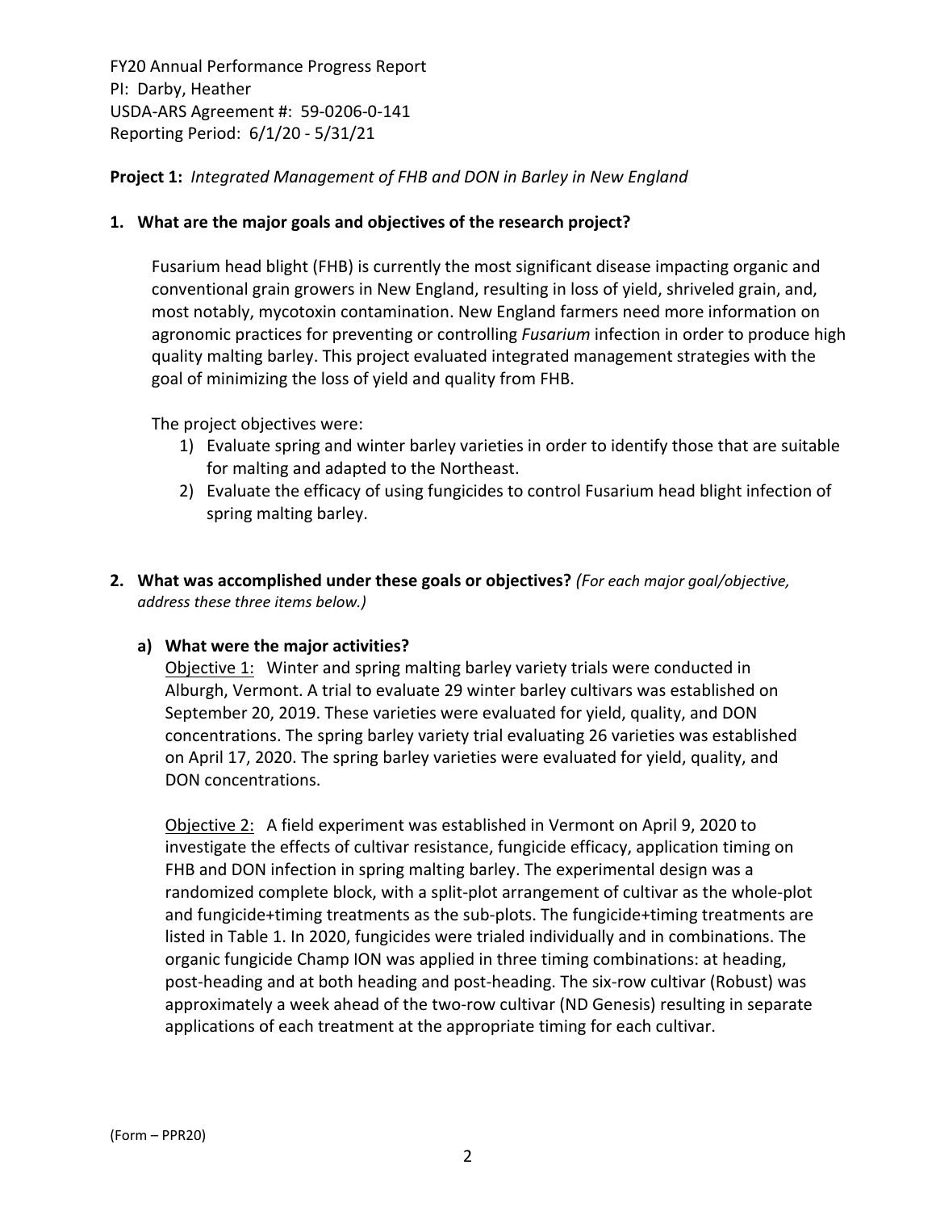FY20 Annual Performance Progress Report
PI: Darby, Heather
USDA-ARS Agreement #: 59-0206-0-141
Reporting Period: 6/1/20 - 5/31/21

**Project 1:** *Integrated Management of FHB and DON in Barley in New England*

## 1. What are the major goals and objectives of the research project?

Fusarium head blight (FHB) is currently the most significant disease impacting organic and conventional grain growers in New England, resulting in loss of yield, shriveled grain, and, most notably, mycotoxin contamination. New England farmers need more information on agronomic practices for preventing or controlling *Fusarium* infection in order to produce high quality malting barley. This project evaluated integrated management strategies with the goal of minimizing the loss of yield and quality from FHB.

The project objectives were:

1) Evaluate spring and winter barley varieties in order to identify those that are suitable for malting and adapted to the Northeast.
2) Evaluate the efficacy of using fungicides to control Fusarium head blight infection of spring malting barley.

## 2. What was accomplished under these goals or objectives? *(For each major goal/objective, address these three items below.)*

### a) What were the major activities?

Objective 1: Winter and spring malting barley variety trials were conducted in Alburgh, Vermont. A trial to evaluate 29 winter barley cultivars was established on September 20, 2019. These varieties were evaluated for yield, quality, and DON concentrations. The spring barley variety trial evaluating 26 varieties was established on April 17, 2020. The spring barley varieties were evaluated for yield, quality, and DON concentrations.

Objective 2: A field experiment was established in Vermont on April 9, 2020 to investigate the effects of cultivar resistance, fungicide efficacy, application timing on FHB and DON infection in spring malting barley. The experimental design was a randomized complete block, with a split-plot arrangement of cultivar as the whole-plot and fungicide+timing treatments as the sub-plots. The fungicide+timing treatments are listed in Table 1. In 2020, fungicides were trialed individually and in combinations. The organic fungicide Champ ION was applied in three timing combinations: at heading, post-heading and at both heading and post-heading. The six-row cultivar (Robust) was approximately a week ahead of the two-row cultivar (ND Genesis) resulting in separate applications of each treatment at the appropriate timing for each cultivar.

(Form – PPR20)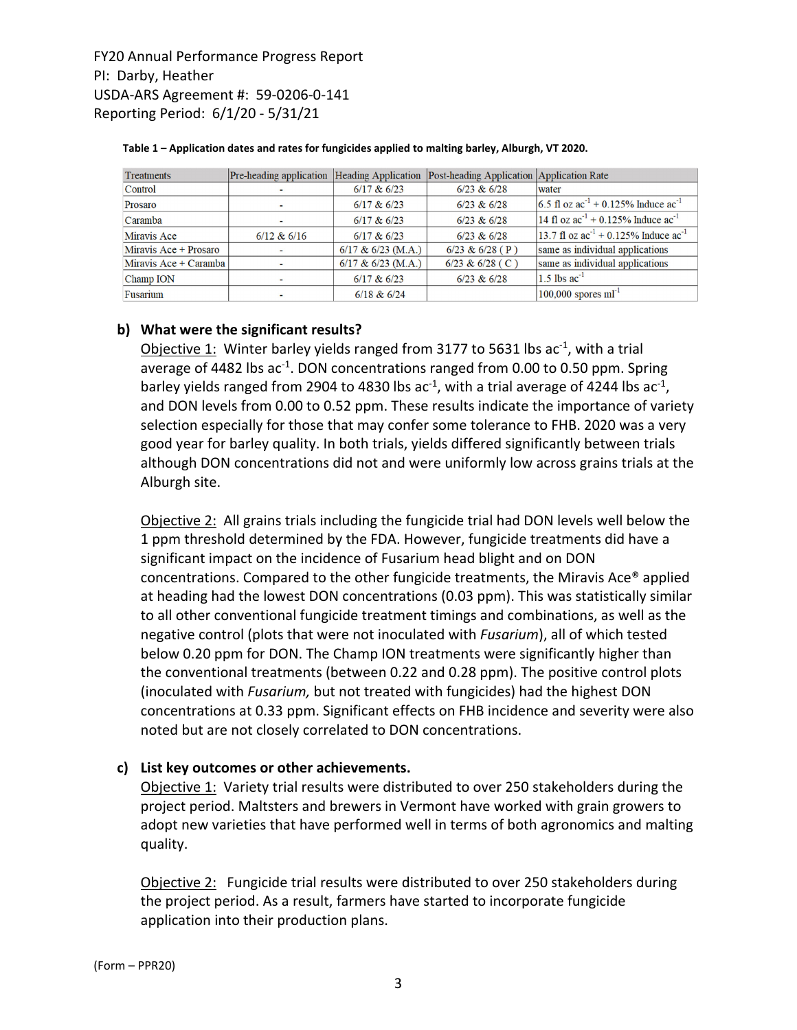FY20 Annual Performance Progress Report
PI: Darby, Heather
USDA-ARS Agreement #: 59-0206-0-141
Reporting Period: 6/1/20 - 5/31/21

**Table 1 – Application dates and rates for fungicides applied to malting barley, Alburgh, VT 2020.**

| Treatments | Pre-heading application | Heading Application | Post-heading Application | Application Rate |
|---|---|---|---|---|
| Control | - | 6/17 & 6/23 | 6/23 & 6/28 | water |
| Prosaro | - | 6/17 & 6/23 | 6/23 & 6/28 | 6.5 fl oz ac$^{-1}$ + 0.125% Induce ac$^{-1}$ |
| Caramba | - | 6/17 & 6/23 | 6/23 & 6/28 | 14 fl oz ac$^{-1}$ + 0.125% Induce ac$^{-1}$ |
| Miravis Ace | 6/12 & 6/16 | 6/17 & 6/23 | 6/23 & 6/28 | 13.7 fl oz ac$^{-1}$ + 0.125% Induce ac$^{-1}$ |
| Miravis Ace + Prosaro | - | 6/17 & 6/23 (M.A.) | 6/23 & 6/28 ( P ) | same as individual applications |
| Miravis Ace + Caramba | - | 6/17 & 6/23 (M.A.) | 6/23 & 6/28 ( C ) | same as individual applications |
| Champ ION | - | 6/17 & 6/23 | 6/23 & 6/28 | 1.5 lbs ac$^{-1}$ |
| Fusarium | - | 6/18 & 6/24 | | 100,000 spores ml$^{-1}$ |

**b) What were the significant results?**

Objective 1: Winter barley yields ranged from 3177 to 5631 lbs ac$^{-1}$, with a trial average of 4482 lbs ac$^{-1}$. DON concentrations ranged from 0.00 to 0.50 ppm. Spring barley yields ranged from 2904 to 4830 lbs ac$^{-1}$, with a trial average of 4244 lbs ac$^{-1}$, and DON levels from 0.00 to 0.52 ppm. These results indicate the importance of variety selection especially for those that may confer some tolerance to FHB. 2020 was a very good year for barley quality. In both trials, yields differed significantly between trials although DON concentrations did not and were uniformly low across grains trials at the Alburgh site.

Objective 2: All grains trials including the fungicide trial had DON levels well below the 1 ppm threshold determined by the FDA. However, fungicide treatments did have a significant impact on the incidence of Fusarium head blight and on DON concentrations. Compared to the other fungicide treatments, the Miravis Ace® applied at heading had the lowest DON concentrations (0.03 ppm). This was statistically similar to all other conventional fungicide treatment timings and combinations, as well as the negative control (plots that were not inoculated with *Fusarium*), all of which tested below 0.20 ppm for DON. The Champ ION treatments were significantly higher than the conventional treatments (between 0.22 and 0.28 ppm). The positive control plots (inoculated with *Fusarium,* but not treated with fungicides) had the highest DON concentrations at 0.33 ppm. Significant effects on FHB incidence and severity were also noted but are not closely correlated to DON concentrations.

**c) List key outcomes or other achievements.**

Objective 1: Variety trial results were distributed to over 250 stakeholders during the project period. Maltsters and brewers in Vermont have worked with grain growers to adopt new varieties that have performed well in terms of both agronomics and malting quality.

Objective 2: Fungicide trial results were distributed to over 250 stakeholders during the project period. As a result, farmers have started to incorporate fungicide application into their production plans.

(Form – PPR20)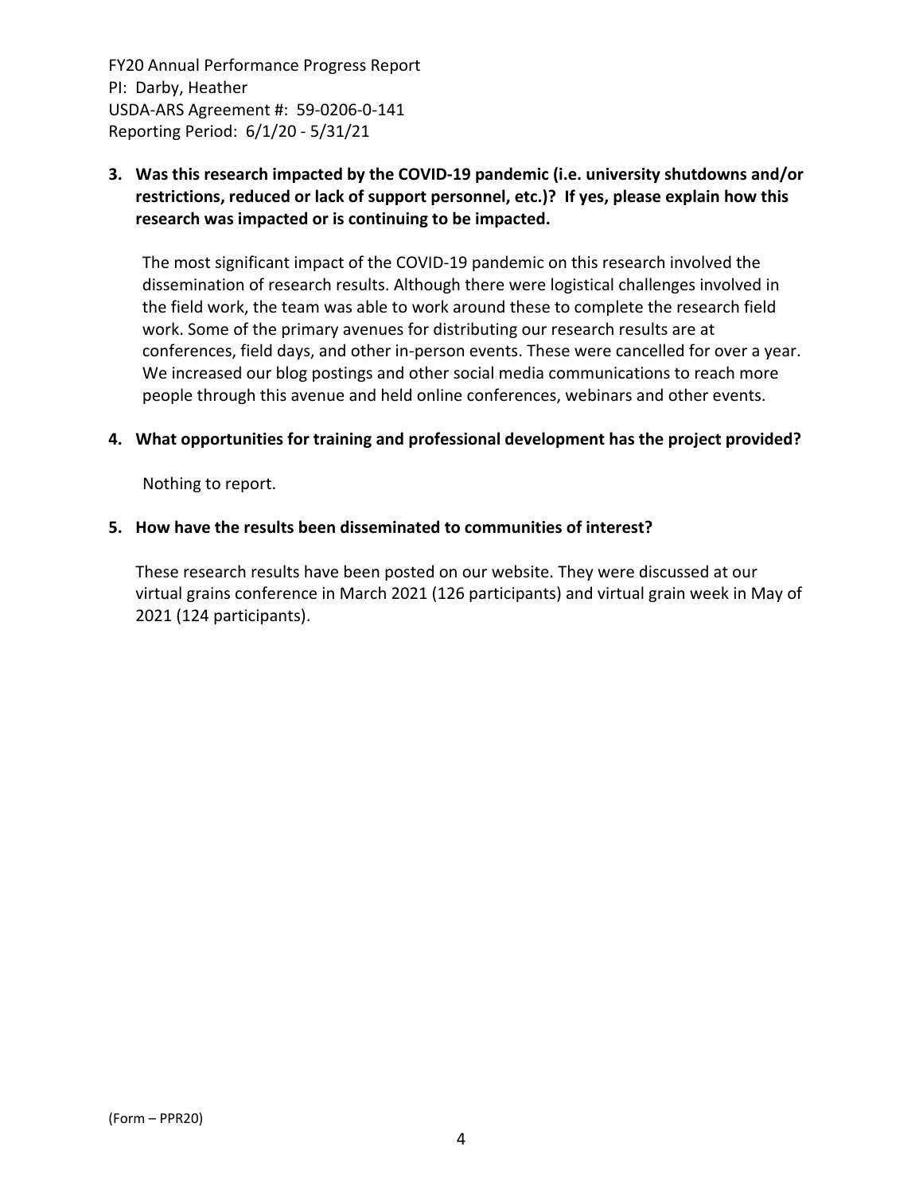**3. Was this research impacted by the COVID-19 pandemic (i.e. university shutdowns and/or restrictions, reduced or lack of support personnel, etc.)? If yes, please explain how this research was impacted or is continuing to be impacted.**

The most significant impact of the COVID-19 pandemic on this research involved the dissemination of research results. Although there were logistical challenges involved in the field work, the team was able to work around these to complete the research field work. Some of the primary avenues for distributing our research results are at conferences, field days, and other in-person events. These were cancelled for over a year. We increased our blog postings and other social media communications to reach more people through this avenue and held online conferences, webinars and other events.

**4. What opportunities for training and professional development has the project provided?**

Nothing to report.

**5. How have the results been disseminated to communities of interest?**

These research results have been posted on our website. They were discussed at our virtual grains conference in March 2021 (126 participants) and virtual grain week in May of 2021 (124 participants).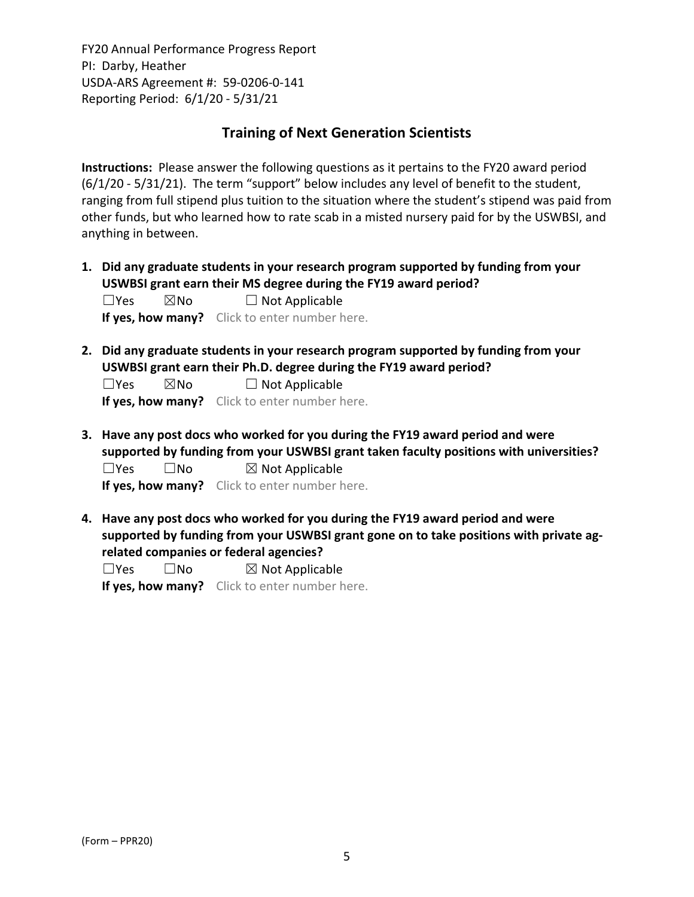FY20 Annual Performance Progress Report
PI: Darby, Heather
USDA-ARS Agreement #: 59-0206-0-141
Reporting Period: 6/1/20 - 5/31/21

## Training of Next Generation Scientists

**Instructions:** Please answer the following questions as it pertains to the FY20 award period (6/1/20 - 5/31/21). The term "support" below includes any level of benefit to the student, ranging from full stipend plus tuition to the situation where the student's stipend was paid from other funds, but who learned how to rate scab in a misted nursery paid for by the USWBSI, and anything in between.

1. **Did any graduate students in your research program supported by funding from your USWBSI grant earn their MS degree during the FY19 award period?**
   ☐Yes ☒No ☐ Not Applicable
   **If yes, how many?** Click to enter number here.

2. **Did any graduate students in your research program supported by funding from your USWBSI grant earn their Ph.D. degree during the FY19 award period?**
   ☐Yes ☒No ☐ Not Applicable
   **If yes, how many?** Click to enter number here.

3. **Have any post docs who worked for you during the FY19 award period and were supported by funding from your USWBSI grant taken faculty positions with universities?**
   ☐Yes ☐No ☒ Not Applicable
   **If yes, how many?** Click to enter number here.

4. **Have any post docs who worked for you during the FY19 award period and were supported by funding from your USWBSI grant gone on to take positions with private ag-related companies or federal agencies?**
   ☐Yes ☐No ☒ Not Applicable
   **If yes, how many?** Click to enter number here.

(Form – PPR20)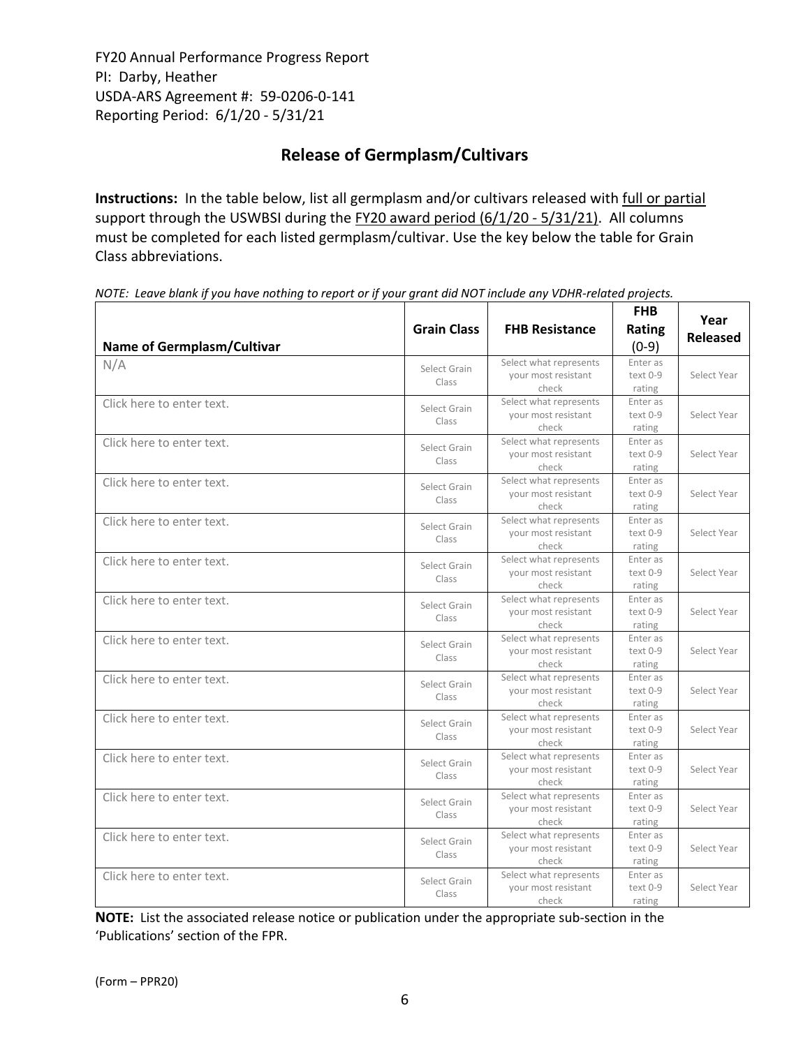FY20 Annual Performance Progress Report
PI: Darby, Heather
USDA-ARS Agreement #: 59-0206-0-141
Reporting Period: 6/1/20 - 5/31/21

## Release of Germplasm/Cultivars

**Instructions:** In the table below, list all germplasm and/or cultivars released with full or partial support through the USWBSI during the FY20 award period (6/1/20 - 5/31/21). All columns must be completed for each listed germplasm/cultivar. Use the key below the table for Grain Class abbreviations.

*NOTE: Leave blank if you have nothing to report or if your grant did NOT include any VDHR-related projects.*

| Name of Germplasm/Cultivar | Grain Class | FHB Resistance | FHB Rating (0-9) | Year Released |
|---|---|---|---|---|
| N/A | Select Grain Class | Select what represents your most resistant check | Enter as text 0-9 rating | Select Year |
| Click here to enter text. | Select Grain Class | Select what represents your most resistant check | Enter as text 0-9 rating | Select Year |
| Click here to enter text. | Select Grain Class | Select what represents your most resistant check | Enter as text 0-9 rating | Select Year |
| Click here to enter text. | Select Grain Class | Select what represents your most resistant check | Enter as text 0-9 rating | Select Year |
| Click here to enter text. | Select Grain Class | Select what represents your most resistant check | Enter as text 0-9 rating | Select Year |
| Click here to enter text. | Select Grain Class | Select what represents your most resistant check | Enter as text 0-9 rating | Select Year |
| Click here to enter text. | Select Grain Class | Select what represents your most resistant check | Enter as text 0-9 rating | Select Year |
| Click here to enter text. | Select Grain Class | Select what represents your most resistant check | Enter as text 0-9 rating | Select Year |
| Click here to enter text. | Select Grain Class | Select what represents your most resistant check | Enter as text 0-9 rating | Select Year |
| Click here to enter text. | Select Grain Class | Select what represents your most resistant check | Enter as text 0-9 rating | Select Year |
| Click here to enter text. | Select Grain Class | Select what represents your most resistant check | Enter as text 0-9 rating | Select Year |
| Click here to enter text. | Select Grain Class | Select what represents your most resistant check | Enter as text 0-9 rating | Select Year |
| Click here to enter text. | Select Grain Class | Select what represents your most resistant check | Enter as text 0-9 rating | Select Year |
| Click here to enter text. | Select Grain Class | Select what represents your most resistant check | Enter as text 0-9 rating | Select Year |

**NOTE:** List the associated release notice or publication under the appropriate sub-section in the 'Publications' section of the FPR.

(Form – PPR20)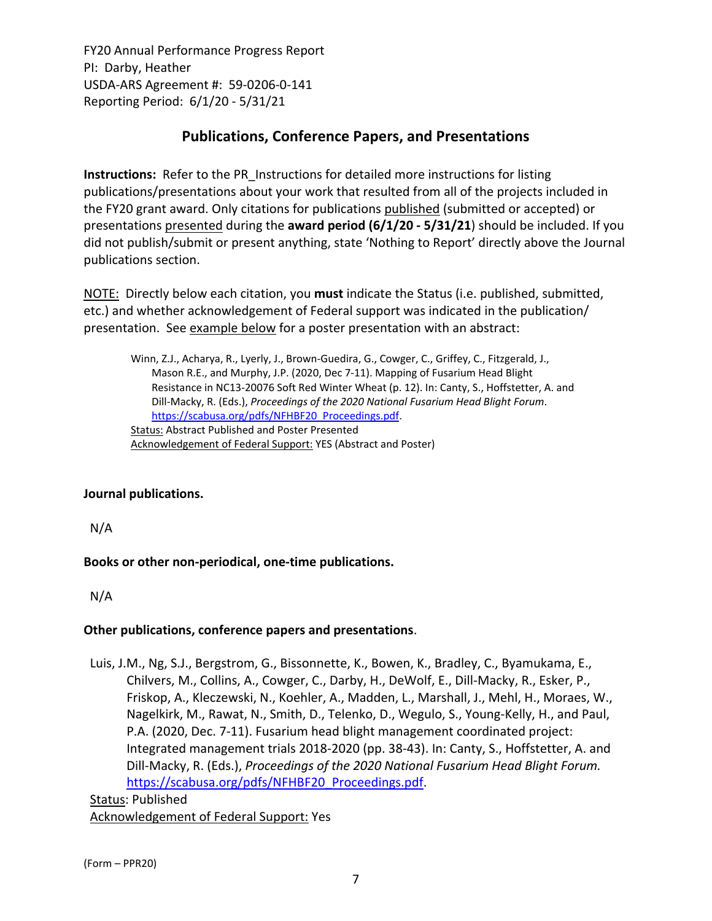FY20 Annual Performance Progress Report
PI: Darby, Heather
USDA-ARS Agreement #: 59-0206-0-141
Reporting Period: 6/1/20 - 5/31/21

## Publications, Conference Papers, and Presentations

**Instructions:** Refer to the PR_Instructions for detailed more instructions for listing publications/presentations about your work that resulted from all of the projects included in the FY20 grant award. Only citations for publications published (submitted or accepted) or presentations presented during the **award period (6/1/20 - 5/31/21)** should be included. If you did not publish/submit or present anything, state 'Nothing to Report' directly above the Journal publications section.

NOTE: Directly below each citation, you **must** indicate the Status (i.e. published, submitted, etc.) and whether acknowledgement of Federal support was indicated in the publication/ presentation. See example below for a poster presentation with an abstract:

> Winn, Z.J., Acharya, R., Lyerly, J., Brown-Guedira, G., Cowger, C., Griffey, C., Fitzgerald, J., Mason R.E., and Murphy, J.P. (2020, Dec 7-11). Mapping of Fusarium Head Blight Resistance in NC13-20076 Soft Red Winter Wheat (p. 12). In: Canty, S., Hoffstetter, A. and Dill-Macky, R. (Eds.), *Proceedings of the 2020 National Fusarium Head Blight Forum*. https://scabusa.org/pdfs/NFHBF20_Proceedings.pdf.
> Status: Abstract Published and Poster Presented
> Acknowledgement of Federal Support: YES (Abstract and Poster)

**Journal publications.**

N/A

**Books or other non-periodical, one-time publications.**

N/A

**Other publications, conference papers and presentations**.

Luis, J.M., Ng, S.J., Bergstrom, G., Bissonnette, K., Bowen, K., Bradley, C., Byamukama, E., Chilvers, M., Collins, A., Cowger, C., Darby, H., DeWolf, E., Dill-Macky, R., Esker, P., Friskop, A., Kleczewski, N., Koehler, A., Madden, L., Marshall, J., Mehl, H., Moraes, W., Nagelkirk, M., Rawat, N., Smith, D., Telenko, D., Wegulo, S., Young-Kelly, H., and Paul, P.A. (2020, Dec. 7-11). Fusarium head blight management coordinated project: Integrated management trials 2018-2020 (pp. 38-43). In: Canty, S., Hoffstetter, A. and Dill-Macky, R. (Eds.), *Proceedings of the 2020 National Fusarium Head Blight Forum.* https://scabusa.org/pdfs/NFHBF20_Proceedings.pdf.
Status: Published
Acknowledgement of Federal Support: Yes

(Form – PPR20)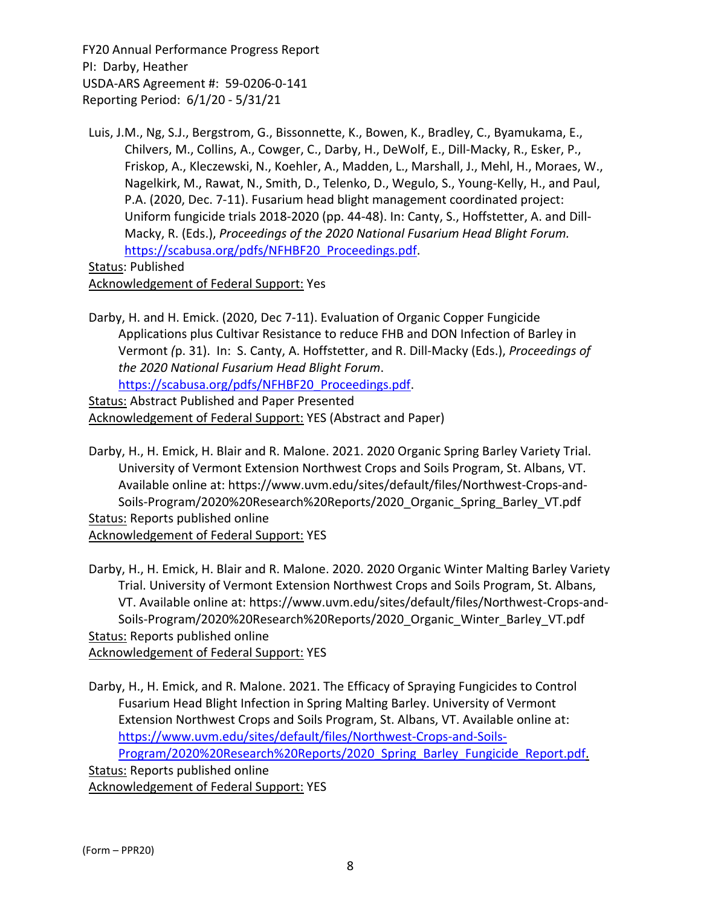Luis, J.M., Ng, S.J., Bergstrom, G., Bissonnette, K., Bowen, K., Bradley, C., Byamukama, E., Chilvers, M., Collins, A., Cowger, C., Darby, H., DeWolf, E., Dill-Macky, R., Esker, P., Friskop, A., Kleczewski, N., Koehler, A., Madden, L., Marshall, J., Mehl, H., Moraes, W., Nagelkirk, M., Rawat, N., Smith, D., Telenko, D., Wegulo, S., Young-Kelly, H., and Paul, P.A. (2020, Dec. 7-11). Fusarium head blight management coordinated project: Uniform fungicide trials 2018-2020 (pp. 44-48). In: Canty, S., Hoffstetter, A. and Dill-Macky, R. (Eds.), *Proceedings of the 2020 National Fusarium Head Blight Forum.* https://scabusa.org/pdfs/NFHBF20_Proceedings.pdf.

Status: Published

Acknowledgement of Federal Support: Yes

Darby, H. and H. Emick. (2020, Dec 7-11). Evaluation of Organic Copper Fungicide Applications plus Cultivar Resistance to reduce FHB and DON Infection of Barley in Vermont *(*p. 31). In: S. Canty, A. Hoffstetter, and R. Dill-Macky (Eds.), *Proceedings of the 2020 National Fusarium Head Blight Forum*. https://scabusa.org/pdfs/NFHBF20_Proceedings.pdf.

Status: Abstract Published and Paper Presented

Acknowledgement of Federal Support: YES (Abstract and Paper)

Darby, H., H. Emick, H. Blair and R. Malone. 2021. 2020 Organic Spring Barley Variety Trial. University of Vermont Extension Northwest Crops and Soils Program, St. Albans, VT. Available online at: https://www.uvm.edu/sites/default/files/Northwest-Crops-and-Soils-Program/2020%20Research%20Reports/2020_Organic_Spring_Barley_VT.pdf

Status: Reports published online

Acknowledgement of Federal Support: YES

Darby, H., H. Emick, H. Blair and R. Malone. 2020. 2020 Organic Winter Malting Barley Variety Trial. University of Vermont Extension Northwest Crops and Soils Program, St. Albans, VT. Available online at: https://www.uvm.edu/sites/default/files/Northwest-Crops-and-Soils-Program/2020%20Research%20Reports/2020_Organic_Winter_Barley_VT.pdf

Status: Reports published online

Acknowledgement of Federal Support: YES

Darby, H., H. Emick, and R. Malone. 2021. The Efficacy of Spraying Fungicides to Control Fusarium Head Blight Infection in Spring Malting Barley. University of Vermont Extension Northwest Crops and Soils Program, St. Albans, VT. Available online at: https://www.uvm.edu/sites/default/files/Northwest-Crops-and-Soils-Program/2020%20Research%20Reports/2020_Spring_Barley_Fungicide_Report.pdf.

Status: Reports published online

Acknowledgement of Federal Support: YES